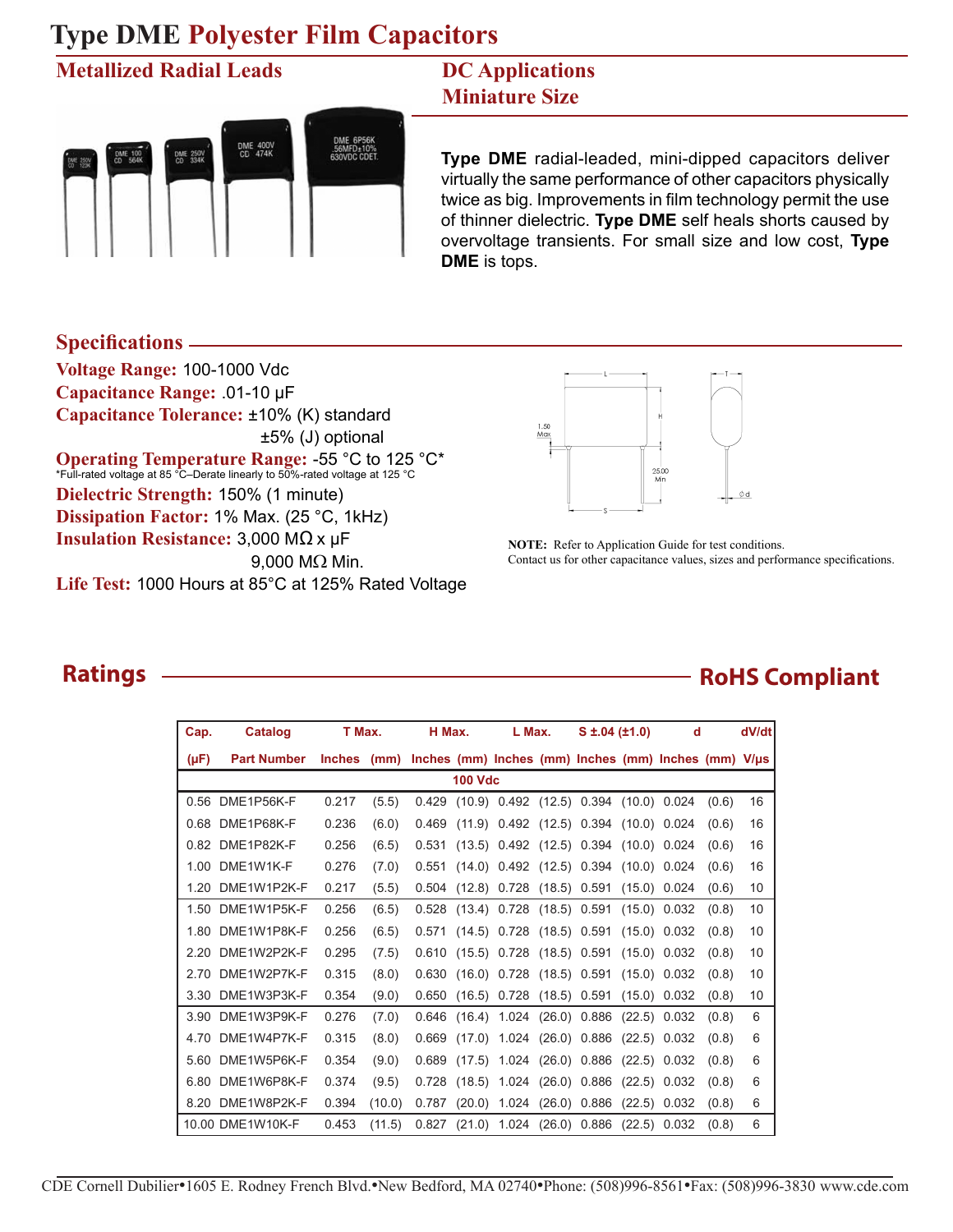# Type DME Polyester Film Capacitors

## Metallized Radial Leads

## DC Applications
## Miniature Size

**Type DME** radial-leaded, mini-dipped capacitors deliver virtually the same performance of other capacitors physically twice as big. Improvements in film technology permit the use of thinner dielectric. **Type DME** self heals shorts caused by overvoltage transients. For small size and low cost, **Type DME** is tops.

## Specifications

**Voltage Range:** 100-1000 Vdc

**Capacitance Range:** .01-10 µF

**Capacitance Tolerance:** ±10% (K) standard
±5% (J) optional

**Operating Temperature Range:** -55 °C to 125 °C*
*Full-rated voltage at 85 °C–Derate linearly to 50%-rated voltage at 125 °C

**Dielectric Strength:** 150% (1 minute)

**Dissipation Factor:** 1% Max. (25 °C, 1kHz)

**Insulation Resistance:** 3,000 MΩ x µF
9,000 MΩ Min.

**Life Test:** 1000 Hours at 85°C at 125% Rated Voltage

**NOTE:** Refer to Application Guide for test conditions.
Contact us for other capacitance values, sizes and performance specifications.

## Ratings

## RoHS Compliant

| Cap. | Catalog | T Max. | | H Max. | | L Max. | | S ±.04 (±1.0) | | d | | dV/dt |
|---|---|---|---|---|---|---|---|---|---|---|---|---|
| (µF) | Part Number | Inches | (mm) | Inches | (mm) | Inches | (mm) | Inches | (mm) | Inches | (mm) | V/µs |
| | | | | | **100 Vdc** | | | | | | | |
| 0.56 | DME1P56K-F | 0.217 | (5.5) | 0.429 | (10.9) | 0.492 | (12.5) | 0.394 | (10.0) | 0.024 | (0.6) | 16 |
| 0.68 | DME1P68K-F | 0.236 | (6.0) | 0.469 | (11.9) | 0.492 | (12.5) | 0.394 | (10.0) | 0.024 | (0.6) | 16 |
| 0.82 | DME1P82K-F | 0.256 | (6.5) | 0.531 | (13.5) | 0.492 | (12.5) | 0.394 | (10.0) | 0.024 | (0.6) | 16 |
| 1.00 | DME1W1K-F | 0.276 | (7.0) | 0.551 | (14.0) | 0.492 | (12.5) | 0.394 | (10.0) | 0.024 | (0.6) | 16 |
| 1.20 | DME1W1P2K-F | 0.217 | (5.5) | 0.504 | (12.8) | 0.728 | (18.5) | 0.591 | (15.0) | 0.024 | (0.6) | 10 |
| 1.50 | DME1W1P5K-F | 0.256 | (6.5) | 0.528 | (13.4) | 0.728 | (18.5) | 0.591 | (15.0) | 0.032 | (0.8) | 10 |
| 1.80 | DME1W1P8K-F | 0.256 | (6.5) | 0.571 | (14.5) | 0.728 | (18.5) | 0.591 | (15.0) | 0.032 | (0.8) | 10 |
| 2.20 | DME1W2P2K-F | 0.295 | (7.5) | 0.610 | (15.5) | 0.728 | (18.5) | 0.591 | (15.0) | 0.032 | (0.8) | 10 |
| 2.70 | DME1W2P7K-F | 0.315 | (8.0) | 0.630 | (16.0) | 0.728 | (18.5) | 0.591 | (15.0) | 0.032 | (0.8) | 10 |
| 3.30 | DME1W3P3K-F | 0.354 | (9.0) | 0.650 | (16.5) | 0.728 | (18.5) | 0.591 | (15.0) | 0.032 | (0.8) | 10 |
| 3.90 | DME1W3P9K-F | 0.276 | (7.0) | 0.646 | (16.4) | 1.024 | (26.0) | 0.886 | (22.5) | 0.032 | (0.8) | 6 |
| 4.70 | DME1W4P7K-F | 0.315 | (8.0) | 0.669 | (17.0) | 1.024 | (26.0) | 0.886 | (22.5) | 0.032 | (0.8) | 6 |
| 5.60 | DME1W5P6K-F | 0.354 | (9.0) | 0.689 | (17.5) | 1.024 | (26.0) | 0.886 | (22.5) | 0.032 | (0.8) | 6 |
| 6.80 | DME1W6P8K-F | 0.374 | (9.5) | 0.728 | (18.5) | 1.024 | (26.0) | 0.886 | (22.5) | 0.032 | (0.8) | 6 |
| 8.20 | DME1W8P2K-F | 0.394 | (10.0) | 0.787 | (20.0) | 1.024 | (26.0) | 0.886 | (22.5) | 0.032 | (0.8) | 6 |
| 10.00 | DME1W10K-F | 0.453 | (11.5) | 0.827 | (21.0) | 1.024 | (26.0) | 0.886 | (22.5) | 0.032 | (0.8) | 6 |

CDE Cornell Dubilier•1605 E. Rodney French Blvd.•New Bedford, MA 02740•Phone: (508)996-8561•Fax: (508)996-3830 www.cde.com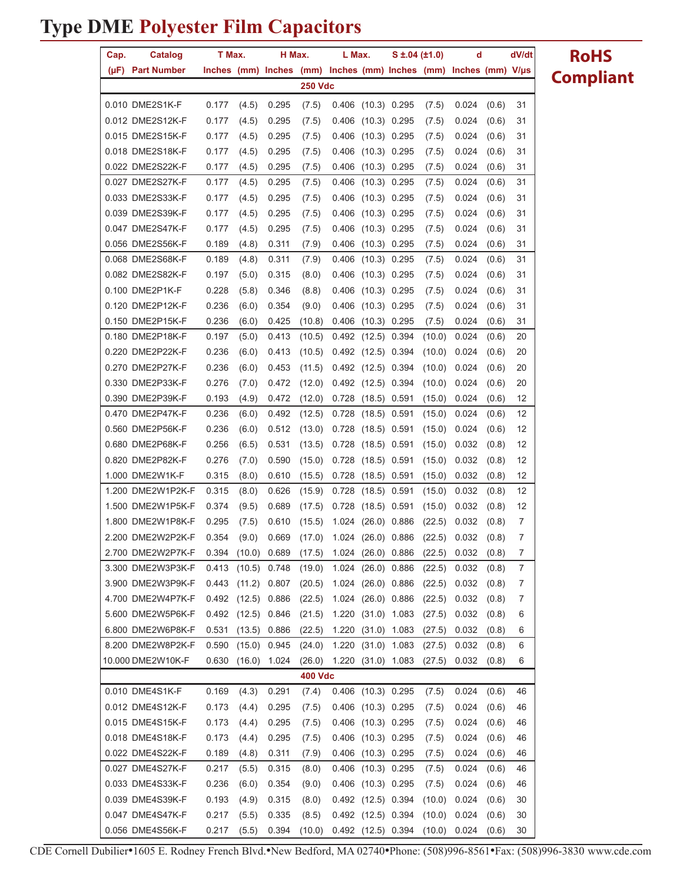# Type DME Polyester Film Capacitors

**RoHS Compliant**

| Cap. | Catalog | T Max. | | H Max. | | L Max. | | S ±.04 (±1.0) | | d | | dV/dt |
|---|---|---|---|---|---|---|---|---|---|---|---|---|
| (µF) | Part Number | Inches | (mm) | Inches | (mm) | Inches | (mm) | Inches | (mm) | Inches | (mm) | V/µs |
| **250 Vdc** | | | | | | | | | | | | |
| 0.010 | DME2S1K-F | 0.177 | (4.5) | 0.295 | (7.5) | 0.406 | (10.3) | 0.295 | (7.5) | 0.024 | (0.6) | 31 |
| 0.012 | DME2S12K-F | 0.177 | (4.5) | 0.295 | (7.5) | 0.406 | (10.3) | 0.295 | (7.5) | 0.024 | (0.6) | 31 |
| 0.015 | DME2S15K-F | 0.177 | (4.5) | 0.295 | (7.5) | 0.406 | (10.3) | 0.295 | (7.5) | 0.024 | (0.6) | 31 |
| 0.018 | DME2S18K-F | 0.177 | (4.5) | 0.295 | (7.5) | 0.406 | (10.3) | 0.295 | (7.5) | 0.024 | (0.6) | 31 |
| 0.022 | DME2S22K-F | 0.177 | (4.5) | 0.295 | (7.5) | 0.406 | (10.3) | 0.295 | (7.5) | 0.024 | (0.6) | 31 |
| 0.027 | DME2S27K-F | 0.177 | (4.5) | 0.295 | (7.5) | 0.406 | (10.3) | 0.295 | (7.5) | 0.024 | (0.6) | 31 |
| 0.033 | DME2S33K-F | 0.177 | (4.5) | 0.295 | (7.5) | 0.406 | (10.3) | 0.295 | (7.5) | 0.024 | (0.6) | 31 |
| 0.039 | DME2S39K-F | 0.177 | (4.5) | 0.295 | (7.5) | 0.406 | (10.3) | 0.295 | (7.5) | 0.024 | (0.6) | 31 |
| 0.047 | DME2S47K-F | 0.177 | (4.5) | 0.295 | (7.5) | 0.406 | (10.3) | 0.295 | (7.5) | 0.024 | (0.6) | 31 |
| 0.056 | DME2S56K-F | 0.189 | (4.8) | 0.311 | (7.9) | 0.406 | (10.3) | 0.295 | (7.5) | 0.024 | (0.6) | 31 |
| 0.068 | DME2S68K-F | 0.189 | (4.8) | 0.311 | (7.9) | 0.406 | (10.3) | 0.295 | (7.5) | 0.024 | (0.6) | 31 |
| 0.082 | DME2S82K-F | 0.197 | (5.0) | 0.315 | (8.0) | 0.406 | (10.3) | 0.295 | (7.5) | 0.024 | (0.6) | 31 |
| 0.100 | DME2P1K-F | 0.228 | (5.8) | 0.346 | (8.8) | 0.406 | (10.3) | 0.295 | (7.5) | 0.024 | (0.6) | 31 |
| 0.120 | DME2P12K-F | 0.236 | (6.0) | 0.354 | (9.0) | 0.406 | (10.3) | 0.295 | (7.5) | 0.024 | (0.6) | 31 |
| 0.150 | DME2P15K-F | 0.236 | (6.0) | 0.425 | (10.8) | 0.406 | (10.3) | 0.295 | (7.5) | 0.024 | (0.6) | 31 |
| 0.180 | DME2P18K-F | 0.197 | (5.0) | 0.413 | (10.5) | 0.492 | (12.5) | 0.394 | (10.0) | 0.024 | (0.6) | 20 |
| 0.220 | DME2P22K-F | 0.236 | (6.0) | 0.413 | (10.5) | 0.492 | (12.5) | 0.394 | (10.0) | 0.024 | (0.6) | 20 |
| 0.270 | DME2P27K-F | 0.236 | (6.0) | 0.453 | (11.5) | 0.492 | (12.5) | 0.394 | (10.0) | 0.024 | (0.6) | 20 |
| 0.330 | DME2P33K-F | 0.276 | (7.0) | 0.472 | (12.0) | 0.492 | (12.5) | 0.394 | (10.0) | 0.024 | (0.6) | 20 |
| 0.390 | DME2P39K-F | 0.193 | (4.9) | 0.472 | (12.0) | 0.728 | (18.5) | 0.591 | (15.0) | 0.024 | (0.6) | 12 |
| 0.470 | DME2P47K-F | 0.236 | (6.0) | 0.492 | (12.5) | 0.728 | (18.5) | 0.591 | (15.0) | 0.024 | (0.6) | 12 |
| 0.560 | DME2P56K-F | 0.236 | (6.0) | 0.512 | (13.0) | 0.728 | (18.5) | 0.591 | (15.0) | 0.024 | (0.6) | 12 |
| 0.680 | DME2P68K-F | 0.256 | (6.5) | 0.531 | (13.5) | 0.728 | (18.5) | 0.591 | (15.0) | 0.032 | (0.8) | 12 |
| 0.820 | DME2P82K-F | 0.276 | (7.0) | 0.590 | (15.0) | 0.728 | (18.5) | 0.591 | (15.0) | 0.032 | (0.8) | 12 |
| 1.000 | DME2W1K-F | 0.315 | (8.0) | 0.610 | (15.5) | 0.728 | (18.5) | 0.591 | (15.0) | 0.032 | (0.8) | 12 |
| 1.200 | DME2W1P2K-F | 0.315 | (8.0) | 0.626 | (15.9) | 0.728 | (18.5) | 0.591 | (15.0) | 0.032 | (0.8) | 12 |
| 1.500 | DME2W1P5K-F | 0.374 | (9.5) | 0.689 | (17.5) | 0.728 | (18.5) | 0.591 | (15.0) | 0.032 | (0.8) | 12 |
| 1.800 | DME2W1P8K-F | 0.295 | (7.5) | 0.610 | (15.5) | 1.024 | (26.0) | 0.886 | (22.5) | 0.032 | (0.8) | 7 |
| 2.200 | DME2W2P2K-F | 0.354 | (9.0) | 0.669 | (17.0) | 1.024 | (26.0) | 0.886 | (22.5) | 0.032 | (0.8) | 7 |
| 2.700 | DME2W2P7K-F | 0.394 | (10.0) | 0.689 | (17.5) | 1.024 | (26.0) | 0.886 | (22.5) | 0.032 | (0.8) | 7 |
| 3.300 | DME2W3P3K-F | 0.413 | (10.5) | 0.748 | (19.0) | 1.024 | (26.0) | 0.886 | (22.5) | 0.032 | (0.8) | 7 |
| 3.900 | DME2W3P9K-F | 0.443 | (11.2) | 0.807 | (20.5) | 1.024 | (26.0) | 0.886 | (22.5) | 0.032 | (0.8) | 7 |
| 4.700 | DME2W4P7K-F | 0.492 | (12.5) | 0.886 | (22.5) | 1.024 | (26.0) | 0.886 | (22.5) | 0.032 | (0.8) | 7 |
| 5.600 | DME2W5P6K-F | 0.492 | (12.5) | 0.846 | (21.5) | 1.220 | (31.0) | 1.083 | (27.5) | 0.032 | (0.8) | 6 |
| 6.800 | DME2W6P8K-F | 0.531 | (13.5) | 0.886 | (22.5) | 1.220 | (31.0) | 1.083 | (27.5) | 0.032 | (0.8) | 6 |
| 8.200 | DME2W8P2K-F | 0.590 | (15.0) | 0.945 | (24.0) | 1.220 | (31.0) | 1.083 | (27.5) | 0.032 | (0.8) | 6 |
| 10.000 | DME2W10K-F | 0.630 | (16.0) | 1.024 | (26.0) | 1.220 | (31.0) | 1.083 | (27.5) | 0.032 | (0.8) | 6 |
| **400 Vdc** | | | | | | | | | | | | |
| 0.010 | DME4S1K-F | 0.169 | (4.3) | 0.291 | (7.4) | 0.406 | (10.3) | 0.295 | (7.5) | 0.024 | (0.6) | 46 |
| 0.012 | DME4S12K-F | 0.173 | (4.4) | 0.295 | (7.5) | 0.406 | (10.3) | 0.295 | (7.5) | 0.024 | (0.6) | 46 |
| 0.015 | DME4S15K-F | 0.173 | (4.4) | 0.295 | (7.5) | 0.406 | (10.3) | 0.295 | (7.5) | 0.024 | (0.6) | 46 |
| 0.018 | DME4S18K-F | 0.173 | (4.4) | 0.295 | (7.5) | 0.406 | (10.3) | 0.295 | (7.5) | 0.024 | (0.6) | 46 |
| 0.022 | DME4S22K-F | 0.189 | (4.8) | 0.311 | (7.9) | 0.406 | (10.3) | 0.295 | (7.5) | 0.024 | (0.6) | 46 |
| 0.027 | DME4S27K-F | 0.217 | (5.5) | 0.315 | (8.0) | 0.406 | (10.3) | 0.295 | (7.5) | 0.024 | (0.6) | 46 |
| 0.033 | DME4S33K-F | 0.236 | (6.0) | 0.354 | (9.0) | 0.406 | (10.3) | 0.295 | (7.5) | 0.024 | (0.6) | 46 |
| 0.039 | DME4S39K-F | 0.193 | (4.9) | 0.315 | (8.0) | 0.492 | (12.5) | 0.394 | (10.0) | 0.024 | (0.6) | 30 |
| 0.047 | DME4S47K-F | 0.217 | (5.5) | 0.335 | (8.5) | 0.492 | (12.5) | 0.394 | (10.0) | 0.024 | (0.6) | 30 |
| 0.056 | DME4S56K-F | 0.217 | (5.5) | 0.394 | (10.0) | 0.492 | (12.5) | 0.394 | (10.0) | 0.024 | (0.6) | 30 |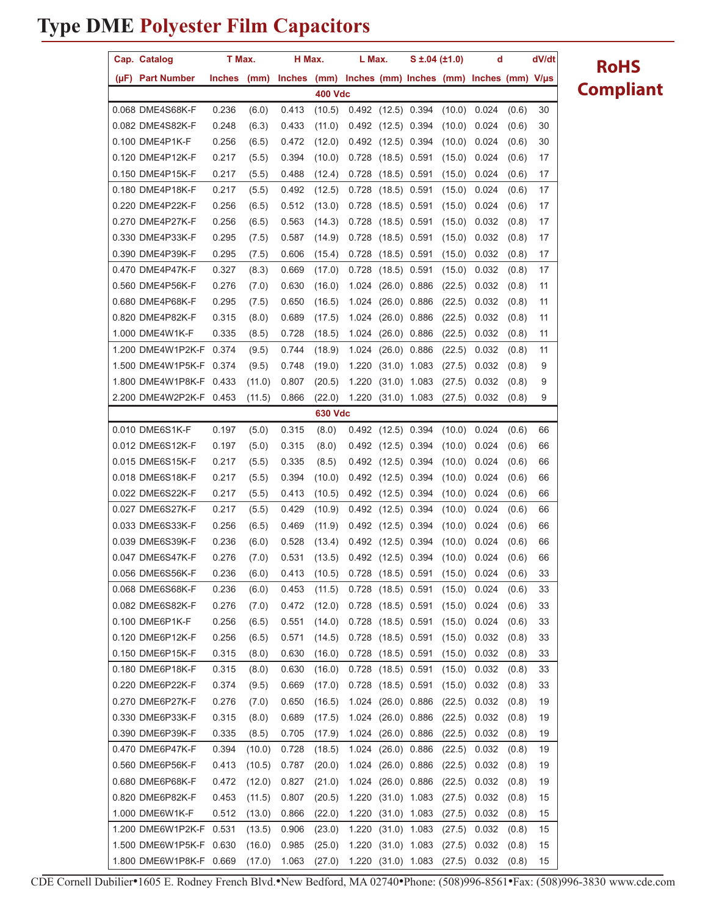# Type DME Polyester Film Capacitors

**RoHS Compliant**

| Cap. (µF) | Catalog Part Number | T Max. Inches | T Max. (mm) | H Max. Inches | H Max. (mm) | L Max. Inches | L Max. (mm) | S ±.04 (±1.0) Inches | S ±.04 (±1.0) (mm) | d Inches | d (mm) | dV/dt V/µs |
|---|---|---|---|---|---|---|---|---|---|---|---|---|
| **400 Vdc** | | | | | | | | | | | | |
| 0.068 | DME4S68K-F | 0.236 | (6.0) | 0.413 | (10.5) | 0.492 | (12.5) | 0.394 | (10.0) | 0.024 | (0.6) | 30 |
| 0.082 | DME4S82K-F | 0.248 | (6.3) | 0.433 | (11.0) | 0.492 | (12.5) | 0.394 | (10.0) | 0.024 | (0.6) | 30 |
| 0.100 | DME4P1K-F | 0.256 | (6.5) | 0.472 | (12.0) | 0.492 | (12.5) | 0.394 | (10.0) | 0.024 | (0.6) | 30 |
| 0.120 | DME4P12K-F | 0.217 | (5.5) | 0.394 | (10.0) | 0.728 | (18.5) | 0.591 | (15.0) | 0.024 | (0.6) | 17 |
| 0.150 | DME4P15K-F | 0.217 | (5.5) | 0.488 | (12.4) | 0.728 | (18.5) | 0.591 | (15.0) | 0.024 | (0.6) | 17 |
| 0.180 | DME4P18K-F | 0.217 | (5.5) | 0.492 | (12.5) | 0.728 | (18.5) | 0.591 | (15.0) | 0.024 | (0.6) | 17 |
| 0.220 | DME4P22K-F | 0.256 | (6.5) | 0.512 | (13.0) | 0.728 | (18.5) | 0.591 | (15.0) | 0.024 | (0.6) | 17 |
| 0.270 | DME4P27K-F | 0.256 | (6.5) | 0.563 | (14.3) | 0.728 | (18.5) | 0.591 | (15.0) | 0.032 | (0.8) | 17 |
| 0.330 | DME4P33K-F | 0.295 | (7.5) | 0.587 | (14.9) | 0.728 | (18.5) | 0.591 | (15.0) | 0.032 | (0.8) | 17 |
| 0.390 | DME4P39K-F | 0.295 | (7.5) | 0.606 | (15.4) | 0.728 | (18.5) | 0.591 | (15.0) | 0.032 | (0.8) | 17 |
| 0.470 | DME4P47K-F | 0.327 | (8.3) | 0.669 | (17.0) | 0.728 | (18.5) | 0.591 | (15.0) | 0.032 | (0.8) | 17 |
| 0.560 | DME4P56K-F | 0.276 | (7.0) | 0.630 | (16.0) | 1.024 | (26.0) | 0.886 | (22.5) | 0.032 | (0.8) | 11 |
| 0.680 | DME4P68K-F | 0.295 | (7.5) | 0.650 | (16.5) | 1.024 | (26.0) | 0.886 | (22.5) | 0.032 | (0.8) | 11 |
| 0.820 | DME4P82K-F | 0.315 | (8.0) | 0.689 | (17.5) | 1.024 | (26.0) | 0.886 | (22.5) | 0.032 | (0.8) | 11 |
| 1.000 | DME4W1K-F | 0.335 | (8.5) | 0.728 | (18.5) | 1.024 | (26.0) | 0.886 | (22.5) | 0.032 | (0.8) | 11 |
| 1.200 | DME4W1P2K-F | 0.374 | (9.5) | 0.744 | (18.9) | 1.024 | (26.0) | 0.886 | (22.5) | 0.032 | (0.8) | 11 |
| 1.500 | DME4W1P5K-F | 0.374 | (9.5) | 0.748 | (19.0) | 1.220 | (31.0) | 1.083 | (27.5) | 0.032 | (0.8) | 9 |
| 1.800 | DME4W1P8K-F | 0.433 | (11.0) | 0.807 | (20.5) | 1.220 | (31.0) | 1.083 | (27.5) | 0.032 | (0.8) | 9 |
| 2.200 | DME4W2P2K-F | 0.453 | (11.5) | 0.866 | (22.0) | 1.220 | (31.0) | 1.083 | (27.5) | 0.032 | (0.8) | 9 |
| **630 Vdc** | | | | | | | | | | | | |
| 0.010 | DME6S1K-F | 0.197 | (5.0) | 0.315 | (8.0) | 0.492 | (12.5) | 0.394 | (10.0) | 0.024 | (0.6) | 66 |
| 0.012 | DME6S12K-F | 0.197 | (5.0) | 0.315 | (8.0) | 0.492 | (12.5) | 0.394 | (10.0) | 0.024 | (0.6) | 66 |
| 0.015 | DME6S15K-F | 0.217 | (5.5) | 0.335 | (8.5) | 0.492 | (12.5) | 0.394 | (10.0) | 0.024 | (0.6) | 66 |
| 0.018 | DME6S18K-F | 0.217 | (5.5) | 0.394 | (10.0) | 0.492 | (12.5) | 0.394 | (10.0) | 0.024 | (0.6) | 66 |
| 0.022 | DME6S22K-F | 0.217 | (5.5) | 0.413 | (10.5) | 0.492 | (12.5) | 0.394 | (10.0) | 0.024 | (0.6) | 66 |
| 0.027 | DME6S27K-F | 0.217 | (5.5) | 0.429 | (10.9) | 0.492 | (12.5) | 0.394 | (10.0) | 0.024 | (0.6) | 66 |
| 0.033 | DME6S33K-F | 0.256 | (6.5) | 0.469 | (11.9) | 0.492 | (12.5) | 0.394 | (10.0) | 0.024 | (0.6) | 66 |
| 0.039 | DME6S39K-F | 0.236 | (6.0) | 0.528 | (13.4) | 0.492 | (12.5) | 0.394 | (10.0) | 0.024 | (0.6) | 66 |
| 0.047 | DME6S47K-F | 0.276 | (7.0) | 0.531 | (13.5) | 0.492 | (12.5) | 0.394 | (10.0) | 0.024 | (0.6) | 66 |
| 0.056 | DME6S56K-F | 0.236 | (6.0) | 0.413 | (10.5) | 0.728 | (18.5) | 0.591 | (15.0) | 0.024 | (0.6) | 33 |
| 0.068 | DME6S68K-F | 0.236 | (6.0) | 0.453 | (11.5) | 0.728 | (18.5) | 0.591 | (15.0) | 0.024 | (0.6) | 33 |
| 0.082 | DME6S82K-F | 0.276 | (7.0) | 0.472 | (12.0) | 0.728 | (18.5) | 0.591 | (15.0) | 0.024 | (0.6) | 33 |
| 0.100 | DME6P1K-F | 0.256 | (6.5) | 0.551 | (14.0) | 0.728 | (18.5) | 0.591 | (15.0) | 0.024 | (0.6) | 33 |
| 0.120 | DME6P12K-F | 0.256 | (6.5) | 0.571 | (14.5) | 0.728 | (18.5) | 0.591 | (15.0) | 0.032 | (0.8) | 33 |
| 0.150 | DME6P15K-F | 0.315 | (8.0) | 0.630 | (16.0) | 0.728 | (18.5) | 0.591 | (15.0) | 0.032 | (0.8) | 33 |
| 0.180 | DME6P18K-F | 0.315 | (8.0) | 0.630 | (16.0) | 0.728 | (18.5) | 0.591 | (15.0) | 0.032 | (0.8) | 33 |
| 0.220 | DME6P22K-F | 0.374 | (9.5) | 0.669 | (17.0) | 0.728 | (18.5) | 0.591 | (15.0) | 0.032 | (0.8) | 33 |
| 0.270 | DME6P27K-F | 0.276 | (7.0) | 0.650 | (16.5) | 1.024 | (26.0) | 0.886 | (22.5) | 0.032 | (0.8) | 19 |
| 0.330 | DME6P33K-F | 0.315 | (8.0) | 0.689 | (17.5) | 1.024 | (26.0) | 0.886 | (22.5) | 0.032 | (0.8) | 19 |
| 0.390 | DME6P39K-F | 0.335 | (8.5) | 0.705 | (17.9) | 1.024 | (26.0) | 0.886 | (22.5) | 0.032 | (0.8) | 19 |
| 0.470 | DME6P47K-F | 0.394 | (10.0) | 0.728 | (18.5) | 1.024 | (26.0) | 0.886 | (22.5) | 0.032 | (0.8) | 19 |
| 0.560 | DME6P56K-F | 0.413 | (10.5) | 0.787 | (20.0) | 1.024 | (26.0) | 0.886 | (22.5) | 0.032 | (0.8) | 19 |
| 0.680 | DME6P68K-F | 0.472 | (12.0) | 0.827 | (21.0) | 1.024 | (26.0) | 0.886 | (22.5) | 0.032 | (0.8) | 19 |
| 0.820 | DME6P82K-F | 0.453 | (11.5) | 0.807 | (20.5) | 1.220 | (31.0) | 1.083 | (27.5) | 0.032 | (0.8) | 15 |
| 1.000 | DME6W1K-F | 0.512 | (13.0) | 0.866 | (22.0) | 1.220 | (31.0) | 1.083 | (27.5) | 0.032 | (0.8) | 15 |
| 1.200 | DME6W1P2K-F | 0.531 | (13.5) | 0.906 | (23.0) | 1.220 | (31.0) | 1.083 | (27.5) | 0.032 | (0.8) | 15 |
| 1.500 | DME6W1P5K-F | 0.630 | (16.0) | 0.985 | (25.0) | 1.220 | (31.0) | 1.083 | (27.5) | 0.032 | (0.8) | 15 |
| 1.800 | DME6W1P8K-F | 0.669 | (17.0) | 1.063 | (27.0) | 1.220 | (31.0) | 1.083 | (27.5) | 0.032 | (0.8) | 15 |

CDE Cornell Dubilier•1605 E. Rodney French Blvd.•New Bedford, MA 02740•Phone: (508)996-8561•Fax: (508)996-3830 www.cde.com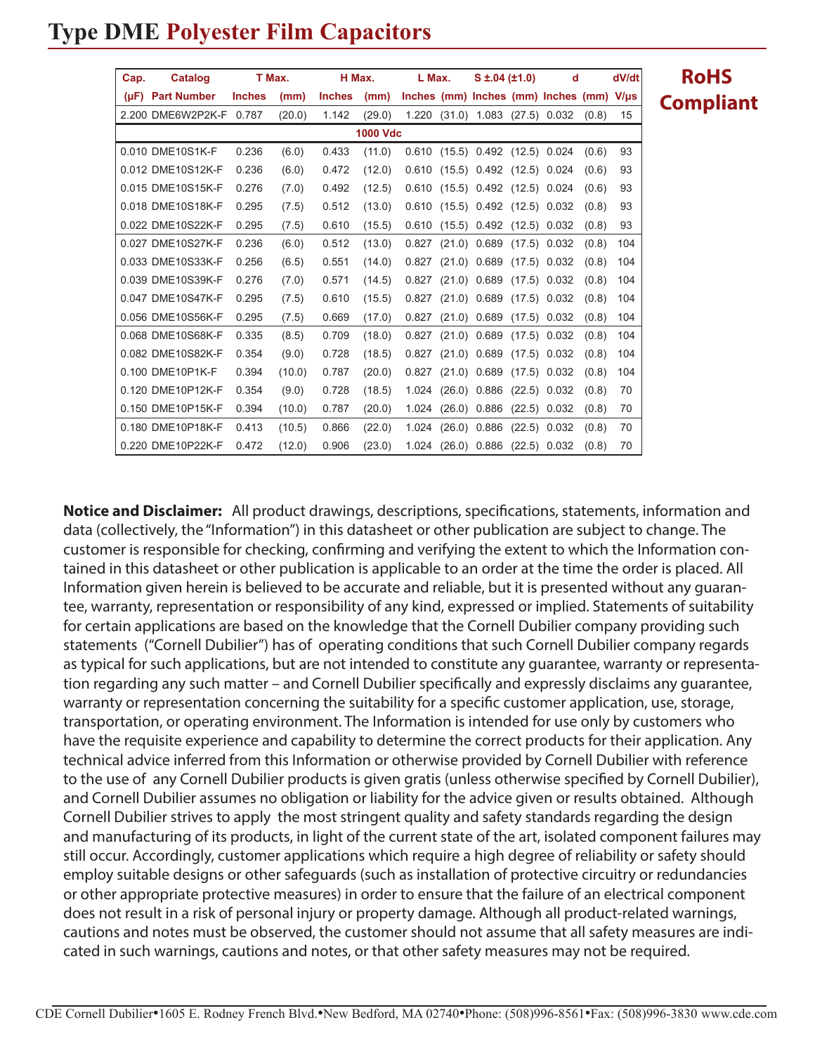# Type DME Polyester Film Capacitors

**RoHS Compliant**

| Cap. | Catalog | T Max. | | H Max. | | L Max. | | S ±.04 (±1.0) | | d | | dV/dt |
|---|---|---|---|---|---|---|---|---|---|---|---|---|
| (µF) | Part Number | Inches | (mm) | Inches | (mm) | Inches | (mm) | Inches | (mm) | Inches | (mm) | V/µs |
| 2.200 | DME6W2P2K-F | 0.787 | (20.0) | 1.142 | (29.0) | 1.220 | (31.0) | 1.083 | (27.5) | 0.032 | (0.8) | 15 |
| **1000 Vdc** | | | | | | | | | | | | |
| 0.010 | DME10S1K-F | 0.236 | (6.0) | 0.433 | (11.0) | 0.610 | (15.5) | 0.492 | (12.5) | 0.024 | (0.6) | 93 |
| 0.012 | DME10S12K-F | 0.236 | (6.0) | 0.472 | (12.0) | 0.610 | (15.5) | 0.492 | (12.5) | 0.024 | (0.6) | 93 |
| 0.015 | DME10S15K-F | 0.276 | (7.0) | 0.492 | (12.5) | 0.610 | (15.5) | 0.492 | (12.5) | 0.024 | (0.6) | 93 |
| 0.018 | DME10S18K-F | 0.295 | (7.5) | 0.512 | (13.0) | 0.610 | (15.5) | 0.492 | (12.5) | 0.032 | (0.8) | 93 |
| 0.022 | DME10S22K-F | 0.295 | (7.5) | 0.610 | (15.5) | 0.610 | (15.5) | 0.492 | (12.5) | 0.032 | (0.8) | 93 |
| 0.027 | DME10S27K-F | 0.236 | (6.0) | 0.512 | (13.0) | 0.827 | (21.0) | 0.689 | (17.5) | 0.032 | (0.8) | 104 |
| 0.033 | DME10S33K-F | 0.256 | (6.5) | 0.551 | (14.0) | 0.827 | (21.0) | 0.689 | (17.5) | 0.032 | (0.8) | 104 |
| 0.039 | DME10S39K-F | 0.276 | (7.0) | 0.571 | (14.5) | 0.827 | (21.0) | 0.689 | (17.5) | 0.032 | (0.8) | 104 |
| 0.047 | DME10S47K-F | 0.295 | (7.5) | 0.610 | (15.5) | 0.827 | (21.0) | 0.689 | (17.5) | 0.032 | (0.8) | 104 |
| 0.056 | DME10S56K-F | 0.295 | (7.5) | 0.669 | (17.0) | 0.827 | (21.0) | 0.689 | (17.5) | 0.032 | (0.8) | 104 |
| 0.068 | DME10S68K-F | 0.335 | (8.5) | 0.709 | (18.0) | 0.827 | (21.0) | 0.689 | (17.5) | 0.032 | (0.8) | 104 |
| 0.082 | DME10S82K-F | 0.354 | (9.0) | 0.728 | (18.5) | 0.827 | (21.0) | 0.689 | (17.5) | 0.032 | (0.8) | 104 |
| 0.100 | DME10P1K-F | 0.394 | (10.0) | 0.787 | (20.0) | 0.827 | (21.0) | 0.689 | (17.5) | 0.032 | (0.8) | 104 |
| 0.120 | DME10P12K-F | 0.354 | (9.0) | 0.728 | (18.5) | 1.024 | (26.0) | 0.886 | (22.5) | 0.032 | (0.8) | 70 |
| 0.150 | DME10P15K-F | 0.394 | (10.0) | 0.787 | (20.0) | 1.024 | (26.0) | 0.886 | (22.5) | 0.032 | (0.8) | 70 |
| 0.180 | DME10P18K-F | 0.413 | (10.5) | 0.866 | (22.0) | 1.024 | (26.0) | 0.886 | (22.5) | 0.032 | (0.8) | 70 |
| 0.220 | DME10P22K-F | 0.472 | (12.0) | 0.906 | (23.0) | 1.024 | (26.0) | 0.886 | (22.5) | 0.032 | (0.8) | 70 |

**Notice and Disclaimer:** All product drawings, descriptions, specifications, statements, information and data (collectively, the "Information") in this datasheet or other publication are subject to change. The customer is responsible for checking, confirming and verifying the extent to which the Information contained in this datasheet or other publication is applicable to an order at the time the order is placed. All Information given herein is believed to be accurate and reliable, but it is presented without any guarantee, warranty, representation or responsibility of any kind, expressed or implied. Statements of suitability for certain applications are based on the knowledge that the Cornell Dubilier company providing such statements ("Cornell Dubilier") has of operating conditions that such Cornell Dubilier company regards as typical for such applications, but are not intended to constitute any guarantee, warranty or representation regarding any such matter – and Cornell Dubilier specifically and expressly disclaims any guarantee, warranty or representation concerning the suitability for a specific customer application, use, storage, transportation, or operating environment. The Information is intended for use only by customers who have the requisite experience and capability to determine the correct products for their application. Any technical advice inferred from this Information or otherwise provided by Cornell Dubilier with reference to the use of any Cornell Dubilier products is given gratis (unless otherwise specified by Cornell Dubilier), and Cornell Dubilier assumes no obligation or liability for the advice given or results obtained. Although Cornell Dubilier strives to apply the most stringent quality and safety standards regarding the design and manufacturing of its products, in light of the current state of the art, isolated component failures may still occur. Accordingly, customer applications which require a high degree of reliability or safety should employ suitable designs or other safeguards (such as installation of protective circuitry or redundancies or other appropriate protective measures) in order to ensure that the failure of an electrical component does not result in a risk of personal injury or property damage. Although all product-related warnings, cautions and notes must be observed, the customer should not assume that all safety measures are indicated in such warnings, cautions and notes, or that other safety measures may not be required.